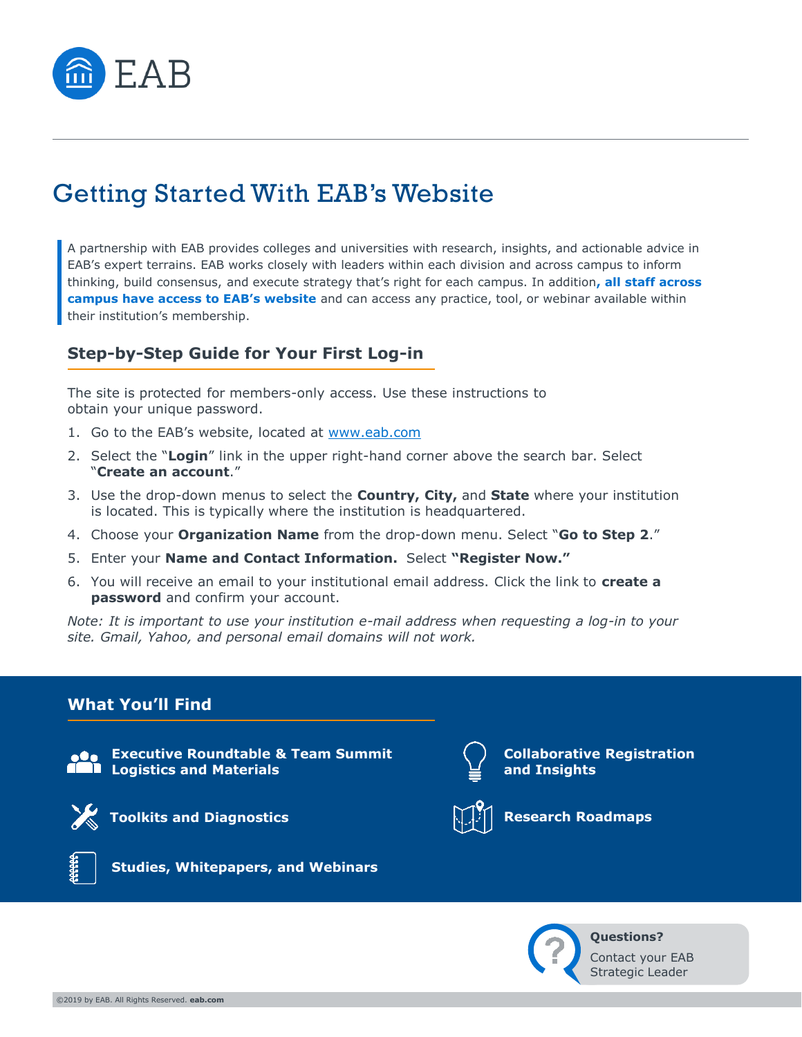EAB

# Getting Started With EAB's Website

A partnership with EAB provides colleges and universities with research, insights, and actionable advice in EAB's expert terrains. EAB works closely with leaders within each division and across campus to inform thinking, build consensus, and execute strategy that's right for each campus. In addition**, all staff across campus have access to EAB's website** and can access any practice, tool, or webinar available within their institution's membership.

## Step-by-Step Guide for Your First Log-in

The site is protected for members-only access. Use these instructions to obtain your unique password.

1. Go to the EAB's website, located at www.eab.com
2. Select the "**Login**" link in the upper right-hand corner above the search bar. Select "**Create an account**."
3. Use the drop-down menus to select the **Country, City,** and **State** where your institution is located. This is typically where the institution is headquartered.
4. Choose your **Organization Name** from the drop-down menu. Select "**Go to Step 2**."
5. Enter your **Name and Contact Information.** Select **"Register Now."**
6. You will receive an email to your institutional email address. Click the link to **create a password** and confirm your account.

*Note: It is important to use your institution e-mail address when requesting a log-in to your site. Gmail, Yahoo, and personal email domains will not work.*

## What You'll Find

- **Executive Roundtable & Team Summit Logistics and Materials**
- **Collaborative Registration and Insights**
- **Toolkits and Diagnostics**
- **Research Roadmaps**
- **Studies, Whitepapers, and Webinars**

**Questions?**
Contact your EAB Strategic Leader

©2019 by EAB. All Rights Reserved. **eab.com**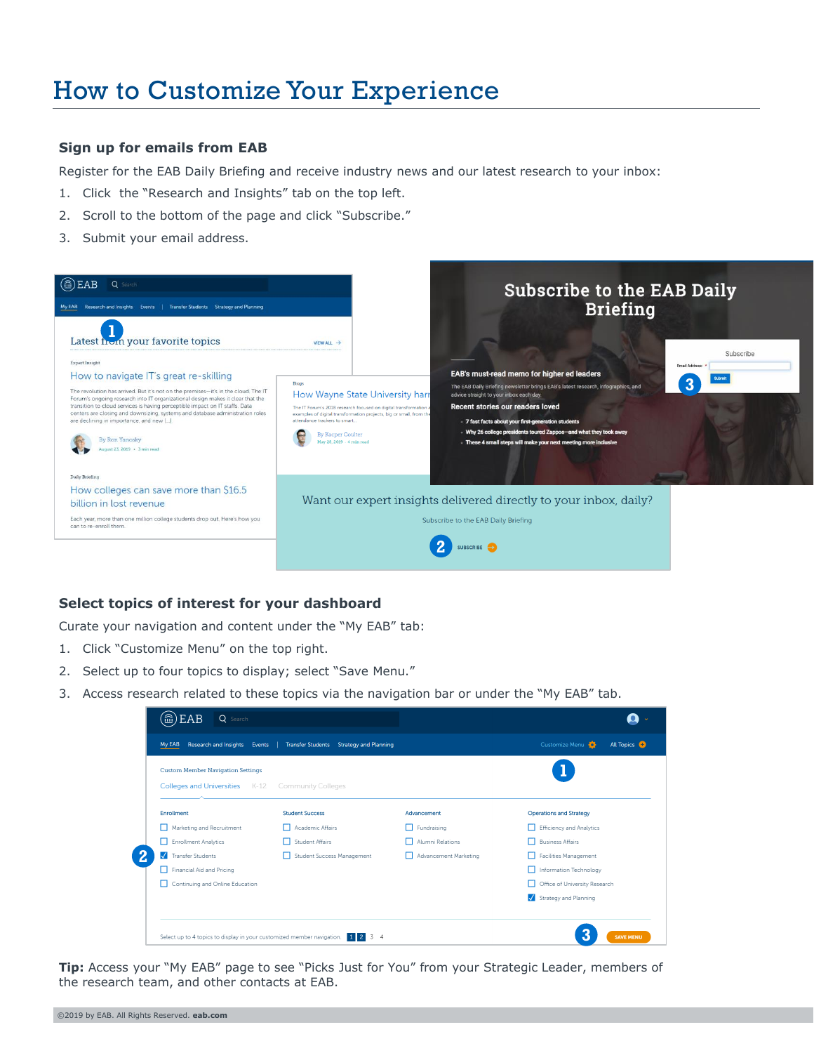# How to Customize Your Experience

## Sign up for emails from EAB

Register for the EAB Daily Briefing and receive industry news and our latest research to your inbox:

1. Click the "Research and Insights" tab on the top left.
2. Scroll to the bottom of the page and click "Subscribe."
3. Submit your email address.

## Select topics of interest for your dashboard

Curate your navigation and content under the "My EAB" tab:

1. Click "Customize Menu" on the top right.
2. Select up to four topics to display; select "Save Menu."
3. Access research related to these topics via the navigation bar or under the "My EAB" tab.

**Tip:** Access your "My EAB" page to see "Picks Just for You" from your Strategic Leader, members of the research team, and other contacts at EAB.

©2019 by EAB. All Rights Reserved. **eab.com**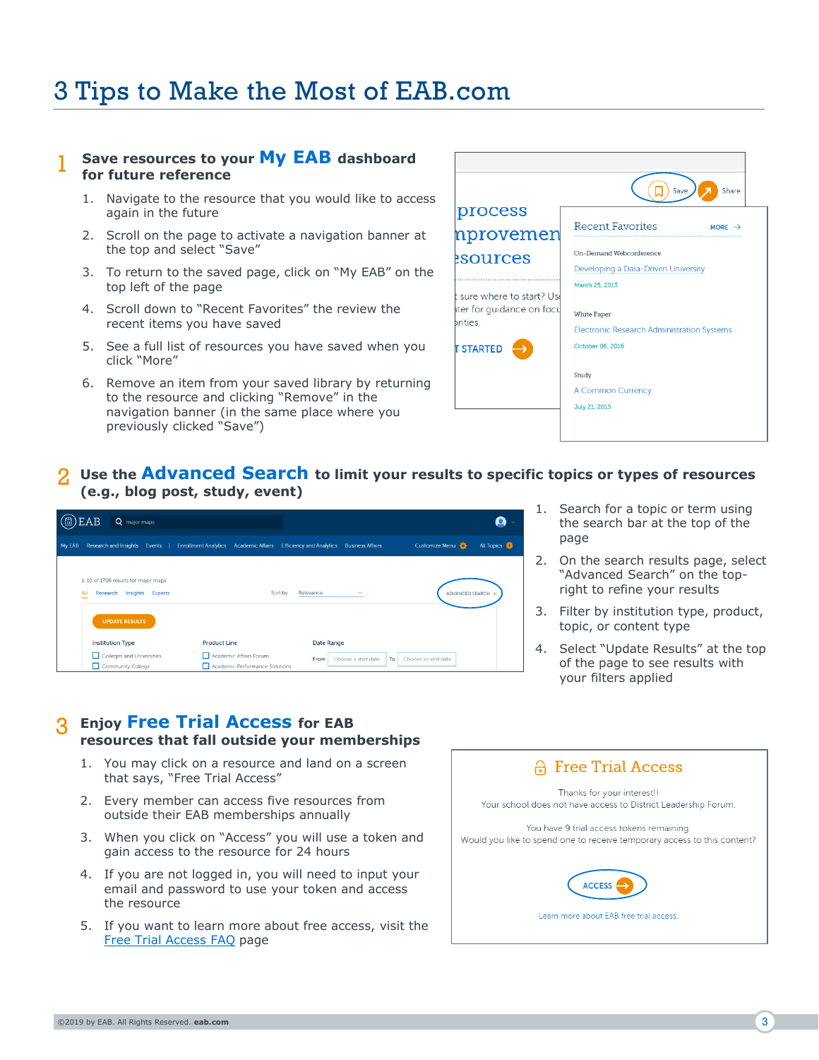# 3 Tips to Make the Most of EAB.com

## 1 Save resources to your My EAB dashboard for future reference

1. Navigate to the resource that you would like to access again in the future
2. Scroll on the page to activate a navigation banner at the top and select "Save"
3. To return to the saved page, click on "My EAB" on the top left of the page
4. Scroll down to "Recent Favorites" the review the recent items you have saved
5. See a full list of resources you have saved when you click "More"
6. Remove an item from your saved library by returning to the resource and clicking "Remove" in the navigation banner (in the same place where you previously clicked "Save")

## 2 Use the Advanced Search to limit your results to specific topics or types of resources (e.g., blog post, study, event)

1. Search for a topic or term using the search bar at the top of the page
2. On the search results page, select "Advanced Search" on the top-right to refine your results
3. Filter by institution type, product, topic, or content type
4. Select "Update Results" at the top of the page to see results with your filters applied

## 3 Enjoy Free Trial Access for EAB resources that fall outside your memberships

1. You may click on a resource and land on a screen that says, "Free Trial Access"
2. Every member can access five resources from outside their EAB memberships annually
3. When you click on "Access" you will use a token and gain access to the resource for 24 hours
4. If you are not logged in, you will need to input your email and password to use your token and access the resource
5. If you want to learn more about free access, visit the Free Trial Access FAQ page

©2019 by EAB. All Rights Reserved. **eab.com**